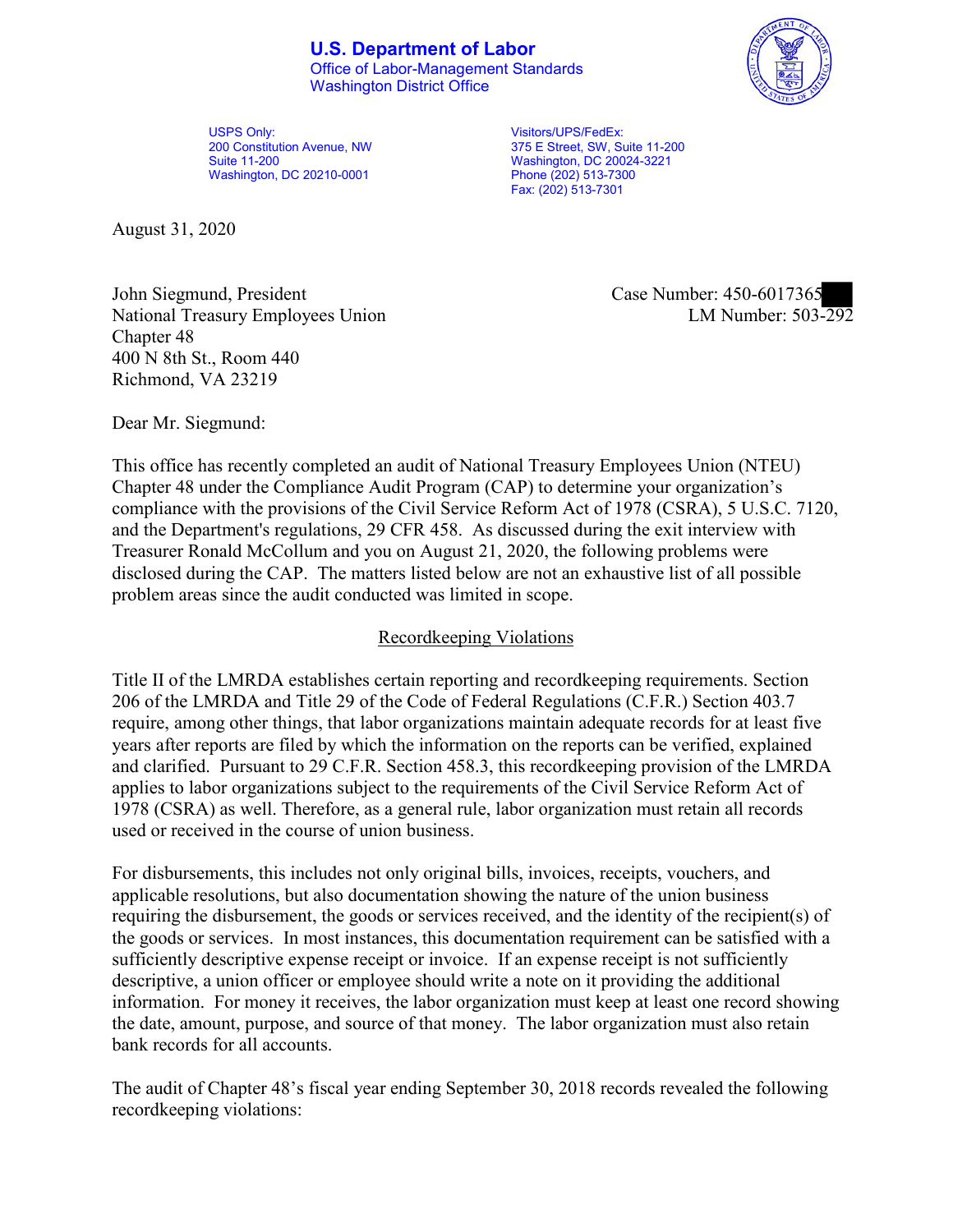**U.S. Department of Labor**
Office of Labor-Management Standards
Washington District Office

USPS Only:
200 Constitution Avenue, NW
Suite 11-200
Washington, DC 20210-0001

Visitors/UPS/FedEx:
375 E Street, SW, Suite 11-200
Washington, DC 20024-3221
Phone (202) 513-7300
Fax: (202) 513-7301

August 31, 2020

John Siegmund, President
National Treasury Employees Union
Chapter 48
400 N 8th St., Room 440
Richmond, VA 23219

Case Number: 450-6017365
LM Number: 503-292

Dear Mr. Siegmund:

This office has recently completed an audit of National Treasury Employees Union (NTEU) Chapter 48 under the Compliance Audit Program (CAP) to determine your organization's compliance with the provisions of the Civil Service Reform Act of 1978 (CSRA), 5 U.S.C. 7120, and the Department's regulations, 29 CFR 458. As discussed during the exit interview with Treasurer Ronald McCollum and you on August 21, 2020, the following problems were disclosed during the CAP. The matters listed below are not an exhaustive list of all possible problem areas since the audit conducted was limited in scope.

## Recordkeeping Violations

Title II of the LMRDA establishes certain reporting and recordkeeping requirements. Section 206 of the LMRDA and Title 29 of the Code of Federal Regulations (C.F.R.) Section 403.7 require, among other things, that labor organizations maintain adequate records for at least five years after reports are filed by which the information on the reports can be verified, explained and clarified. Pursuant to 29 C.F.R. Section 458.3, this recordkeeping provision of the LMRDA applies to labor organizations subject to the requirements of the Civil Service Reform Act of 1978 (CSRA) as well. Therefore, as a general rule, labor organization must retain all records used or received in the course of union business.

For disbursements, this includes not only original bills, invoices, receipts, vouchers, and applicable resolutions, but also documentation showing the nature of the union business requiring the disbursement, the goods or services received, and the identity of the recipient(s) of the goods or services. In most instances, this documentation requirement can be satisfied with a sufficiently descriptive expense receipt or invoice. If an expense receipt is not sufficiently descriptive, a union officer or employee should write a note on it providing the additional information. For money it receives, the labor organization must keep at least one record showing the date, amount, purpose, and source of that money. The labor organization must also retain bank records for all accounts.

The audit of Chapter 48's fiscal year ending September 30, 2018 records revealed the following recordkeeping violations: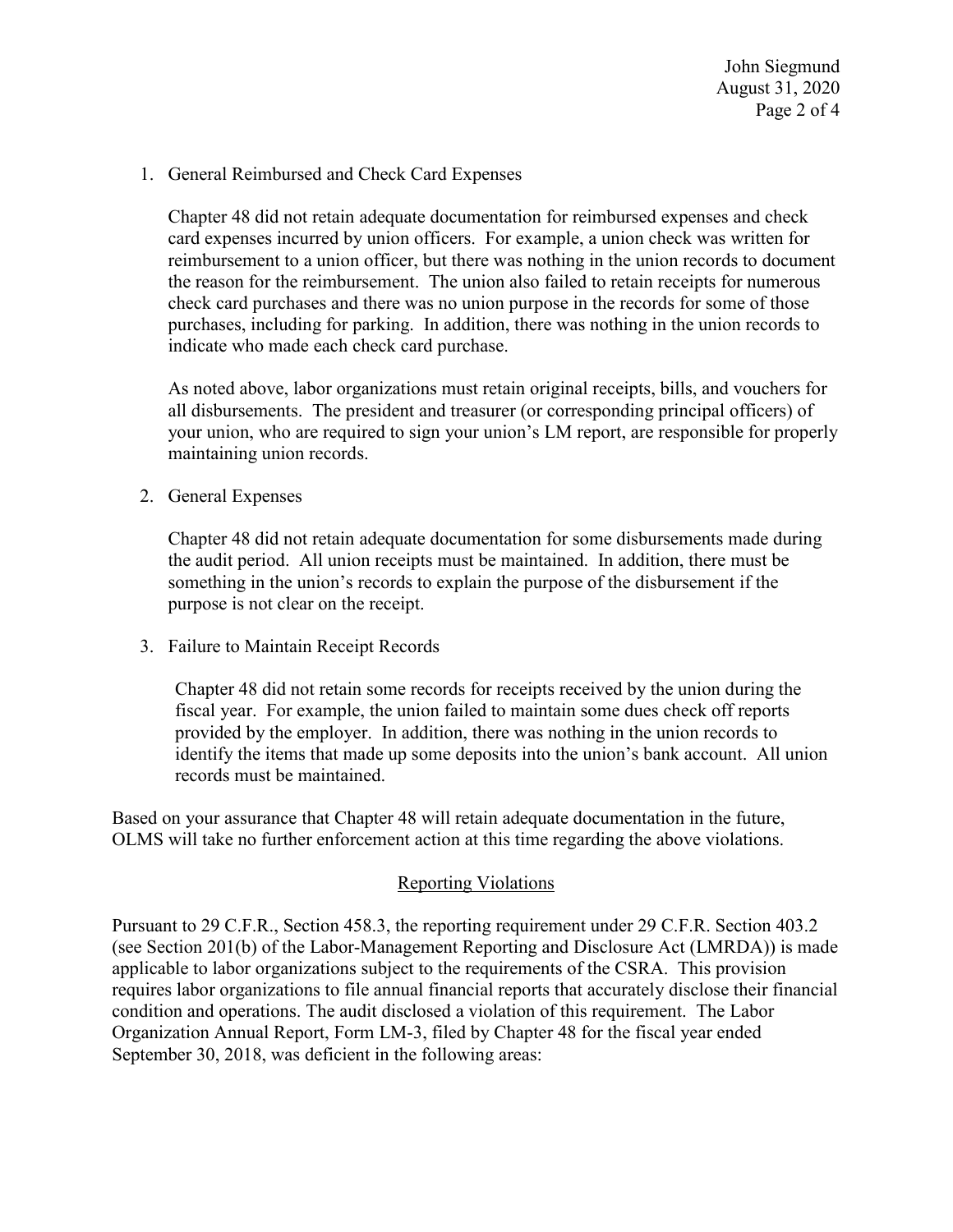1. General Reimbursed and Check Card Expenses

   Chapter 48 did not retain adequate documentation for reimbursed expenses and check card expenses incurred by union officers. For example, a union check was written for reimbursement to a union officer, but there was nothing in the union records to document the reason for the reimbursement. The union also failed to retain receipts for numerous check card purchases and there was no union purpose in the records for some of those purchases, including for parking. In addition, there was nothing in the union records to indicate who made each check card purchase.

   As noted above, labor organizations must retain original receipts, bills, and vouchers for all disbursements. The president and treasurer (or corresponding principal officers) of your union, who are required to sign your union's LM report, are responsible for properly maintaining union records.

2. General Expenses

   Chapter 48 did not retain adequate documentation for some disbursements made during the audit period. All union receipts must be maintained. In addition, there must be something in the union's records to explain the purpose of the disbursement if the purpose is not clear on the receipt.

3. Failure to Maintain Receipt Records

   Chapter 48 did not retain some records for receipts received by the union during the fiscal year. For example, the union failed to maintain some dues check off reports provided by the employer. In addition, there was nothing in the union records to identify the items that made up some deposits into the union's bank account. All union records must be maintained.

Based on your assurance that Chapter 48 will retain adequate documentation in the future, OLMS will take no further enforcement action at this time regarding the above violations.

## Reporting Violations

Pursuant to 29 C.F.R., Section 458.3, the reporting requirement under 29 C.F.R. Section 403.2 (see Section 201(b) of the Labor-Management Reporting and Disclosure Act (LMRDA)) is made applicable to labor organizations subject to the requirements of the CSRA. This provision requires labor organizations to file annual financial reports that accurately disclose their financial condition and operations. The audit disclosed a violation of this requirement. The Labor Organization Annual Report, Form LM-3, filed by Chapter 48 for the fiscal year ended September 30, 2018, was deficient in the following areas: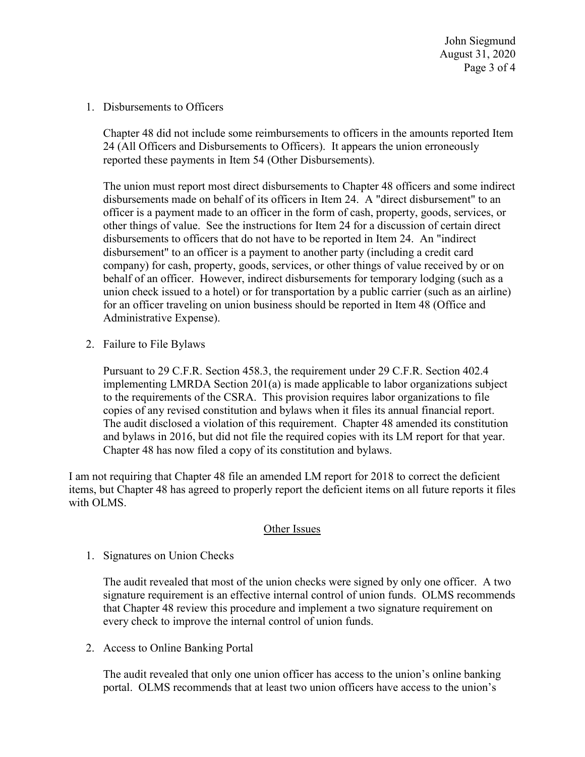1. Disbursements to Officers

   Chapter 48 did not include some reimbursements to officers in the amounts reported Item 24 (All Officers and Disbursements to Officers). It appears the union erroneously reported these payments in Item 54 (Other Disbursements).

   The union must report most direct disbursements to Chapter 48 officers and some indirect disbursements made on behalf of its officers in Item 24. A "direct disbursement" to an officer is a payment made to an officer in the form of cash, property, goods, services, or other things of value. See the instructions for Item 24 for a discussion of certain direct disbursements to officers that do not have to be reported in Item 24. An "indirect disbursement" to an officer is a payment to another party (including a credit card company) for cash, property, goods, services, or other things of value received by or on behalf of an officer. However, indirect disbursements for temporary lodging (such as a union check issued to a hotel) or for transportation by a public carrier (such as an airline) for an officer traveling on union business should be reported in Item 48 (Office and Administrative Expense).

2. Failure to File Bylaws

   Pursuant to 29 C.F.R. Section 458.3, the requirement under 29 C.F.R. Section 402.4 implementing LMRDA Section 201(a) is made applicable to labor organizations subject to the requirements of the CSRA. This provision requires labor organizations to file copies of any revised constitution and bylaws when it files its annual financial report. The audit disclosed a violation of this requirement. Chapter 48 amended its constitution and bylaws in 2016, but did not file the required copies with its LM report for that year. Chapter 48 has now filed a copy of its constitution and bylaws.

I am not requiring that Chapter 48 file an amended LM report for 2018 to correct the deficient items, but Chapter 48 has agreed to properly report the deficient items on all future reports it files with OLMS.

## Other Issues

1. Signatures on Union Checks

   The audit revealed that most of the union checks were signed by only one officer. A two signature requirement is an effective internal control of union funds. OLMS recommends that Chapter 48 review this procedure and implement a two signature requirement on every check to improve the internal control of union funds.

2. Access to Online Banking Portal

   The audit revealed that only one union officer has access to the union's online banking portal. OLMS recommends that at least two union officers have access to the union's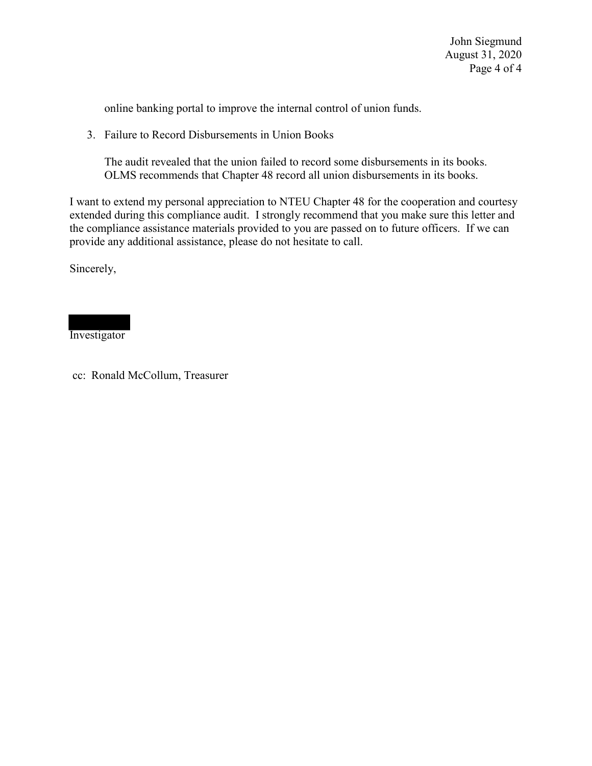online banking portal to improve the internal control of union funds.

3. Failure to Record Disbursements in Union Books

   The audit revealed that the union failed to record some disbursements in its books. OLMS recommends that Chapter 48 record all union disbursements in its books.

I want to extend my personal appreciation to NTEU Chapter 48 for the cooperation and courtesy extended during this compliance audit. I strongly recommend that you make sure this letter and the compliance assistance materials provided to you are passed on to future officers. If we can provide any additional assistance, please do not hesitate to call.

Sincerely,

Investigator

cc: Ronald McCollum, Treasurer